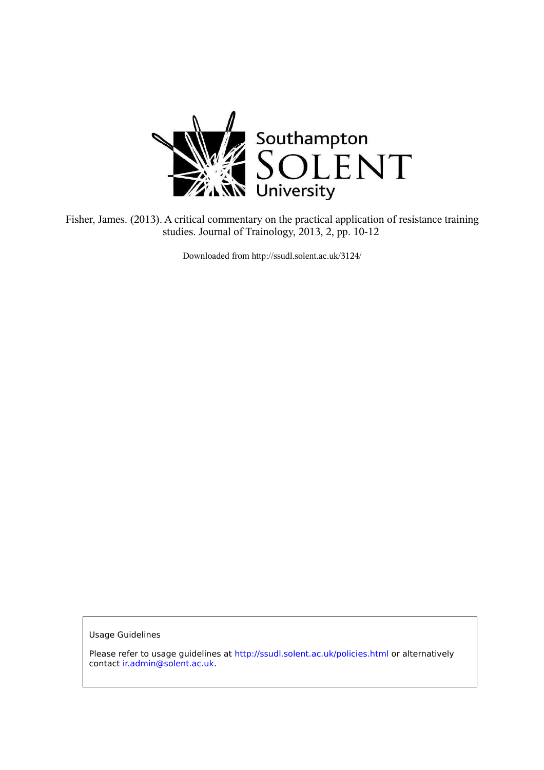Southampton SOLENT University

Fisher, James. (2013). A critical commentary on the practical application of resistance training studies. Journal of Trainology, 2013, 2, pp. 10-12

Downloaded from http://ssudl.solent.ac.uk/3124/

Usage Guidelines

Please refer to usage guidelines at http://ssudl.solent.ac.uk/policies.html or alternatively contact ir.admin@solent.ac.uk.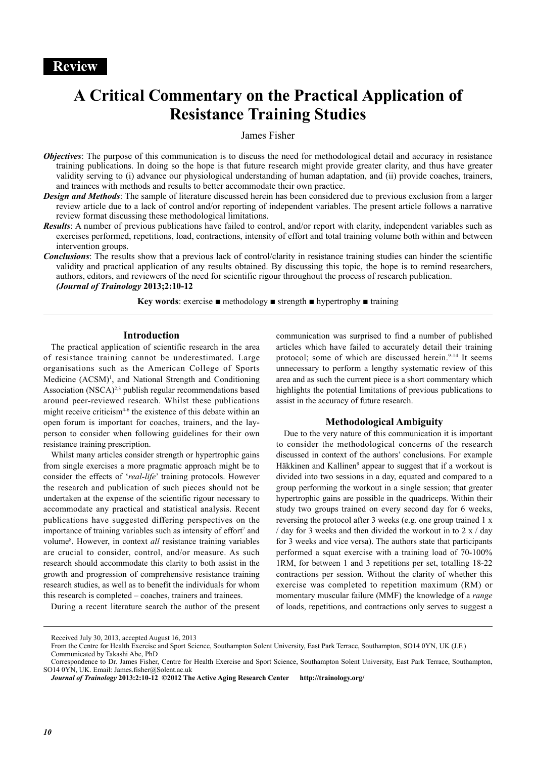**Review**

# A Critical Commentary on the Practical Application of Resistance Training Studies

James Fisher

***Objectives***: The purpose of this communication is to discuss the need for methodological detail and accuracy in resistance training publications. In doing so the hope is that future research might provide greater clarity, and thus have greater validity serving to (i) advance our physiological understanding of human adaptation, and (ii) provide coaches, trainers, and trainees with methods and results to better accommodate their own practice.

***Design and Methods***: The sample of literature discussed herein has been considered due to previous exclusion from a larger review article due to a lack of control and/or reporting of independent variables. The present article follows a narrative review format discussing these methodological limitations.

***Results***: A number of previous publications have failed to control, and/or report with clarity, independent variables such as exercises performed, repetitions, load, contractions, intensity of effort and total training volume both within and between intervention groups.

***Conclusions***: The results show that a previous lack of control/clarity in resistance training studies can hinder the scientific validity and practical application of any results obtained. By discussing this topic, the hope is to remind researchers, authors, editors, and reviewers of the need for scientific rigour throughout the process of research publication.
***(Journal of Trainology*** **2013;2:10-12**

**Key words**: exercise ■ methodology ■ strength ■ hypertrophy ■ training

## Introduction

The practical application of scientific research in the area of resistance training cannot be underestimated. Large organisations such as the American College of Sports Medicine (ACSM)[1], and National Strength and Conditioning Association (NSCA)[2,3] publish regular recommendations based around peer-reviewed research. Whilst these publications might receive criticism[4-6] the existence of this debate within an open forum is important for coaches, trainers, and the lay-person to consider when following guidelines for their own resistance training prescription.

Whilst many articles consider strength or hypertrophic gains from single exercises a more pragmatic approach might be to consider the effects of '*real-life*' training protocols. However the research and publication of such pieces should not be undertaken at the expense of the scientific rigour necessary to accommodate any practical and statistical analysis. Recent publications have suggested differing perspectives on the importance of training variables such as intensity of effort[7] and volume[8]. However, in context *all* resistance training variables are crucial to consider, control, and/or measure. As such research should accommodate this clarity to both assist in the growth and progression of comprehensive resistance training research studies, as well as to benefit the individuals for whom this research is completed – coaches, trainers and trainees.

During a recent literature search the author of the present communication was surprised to find a number of published articles which have failed to accurately detail their training protocol; some of which are discussed herein.[9-14] It seems unnecessary to perform a lengthy systematic review of this area and as such the current piece is a short commentary which highlights the potential limitations of previous publications to assist in the accuracy of future research.

## Methodological Ambiguity

Due to the very nature of this communication it is important to consider the methodological concerns of the research discussed in context of the authors' conclusions. For example Häkkinen and Kallinen[9] appear to suggest that if a workout is divided into two sessions in a day, equated and compared to a group performing the workout in a single session; that greater hypertrophic gains are possible in the quadriceps. Within their study two groups trained on every second day for 6 weeks, reversing the protocol after 3 weeks (e.g. one group trained 1 x / day for 3 weeks and then divided the workout in to 2 x / day for 3 weeks and vice versa). The authors state that participants performed a squat exercise with a training load of 70-100% 1RM, for between 1 and 3 repetitions per set, totalling 18-22 contractions per session. Without the clarity of whether this exercise was completed to repetition maximum (RM) or momentary muscular failure (MMF) the knowledge of a *range* of loads, repetitions, and contractions only serves to suggest a

Received July 30, 2013, accepted August 16, 2013

From the Centre for Health Exercise and Sport Science, Southampton Solent University, East Park Terrace, Southampton, SO14 0YN, UK (J.F.)
Communicated by Takashi Abe, PhD

Correspondence to Dr. James Fisher, Centre for Health Exercise and Sport Science, Southampton Solent University, East Park Terrace, Southampton, SO14 0YN, UK. Email: James.fisher@Solent.ac.uk

***Journal of Trainology*** **2013:2:10-12 ©2012 The Active Aging Research Center http://trainology.org/**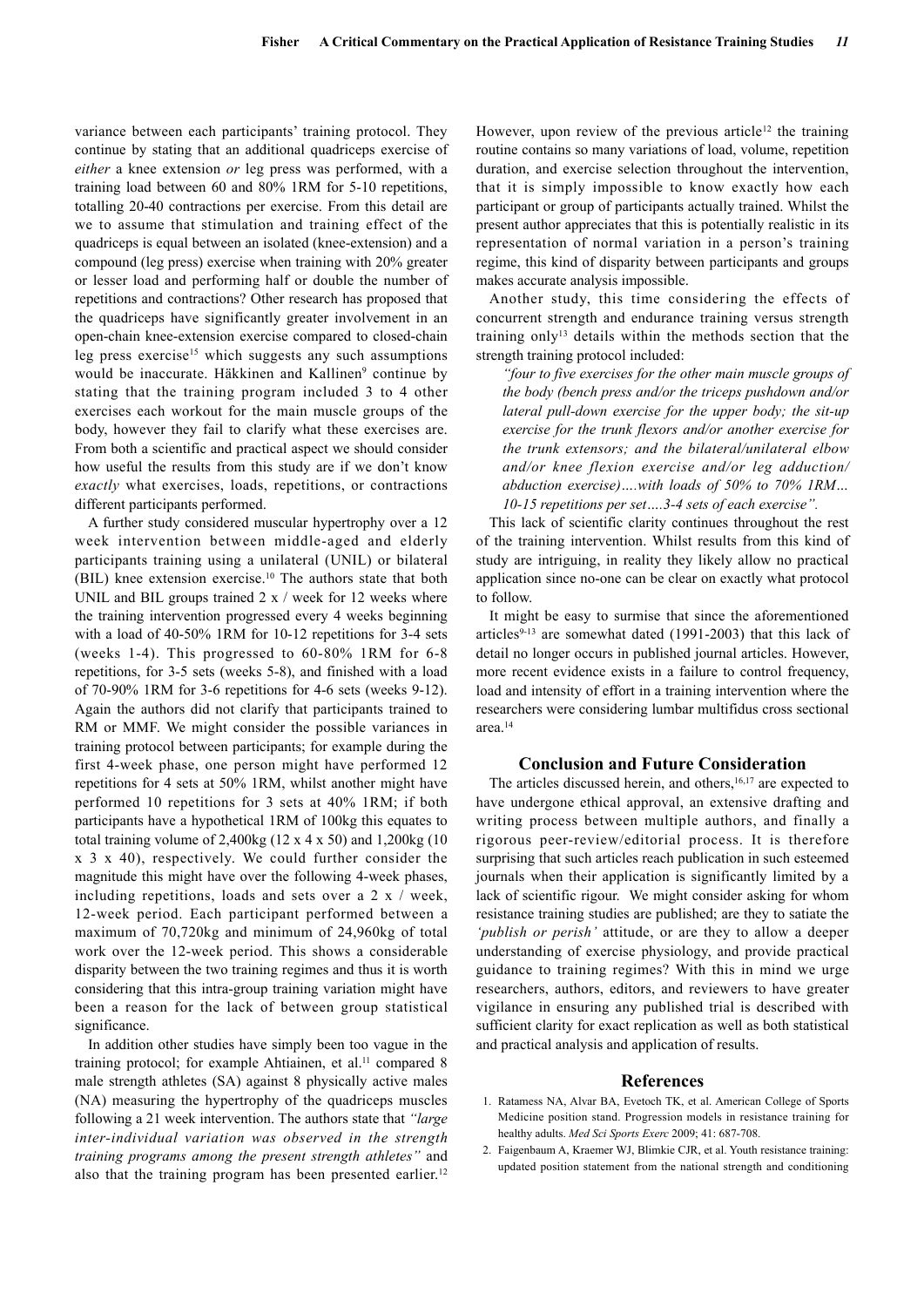variance between each participants' training protocol. They continue by stating that an additional quadriceps exercise of *either* a knee extension *or* leg press was performed, with a training load between 60 and 80% 1RM for 5-10 repetitions, totalling 20-40 contractions per exercise. From this detail are we to assume that stimulation and training effect of the quadriceps is equal between an isolated (knee-extension) and a compound (leg press) exercise when training with 20% greater or lesser load and performing half or double the number of repetitions and contractions? Other research has proposed that the quadriceps have significantly greater involvement in an open-chain knee-extension exercise compared to closed-chain leg press exercise[15] which suggests any such assumptions would be inaccurate. Häkkinen and Kallinen[9] continue by stating that the training program included 3 to 4 other exercises each workout for the main muscle groups of the body, however they fail to clarify what these exercises are. From both a scientific and practical aspect we should consider how useful the results from this study are if we don't know *exactly* what exercises, loads, repetitions, or contractions different participants performed.

A further study considered muscular hypertrophy over a 12 week intervention between middle-aged and elderly participants training using a unilateral (UNIL) or bilateral (BIL) knee extension exercise.[10] The authors state that both UNIL and BIL groups trained 2 x / week for 12 weeks where the training intervention progressed every 4 weeks beginning with a load of 40-50% 1RM for 10-12 repetitions for 3-4 sets (weeks 1-4). This progressed to 60-80% 1RM for 6-8 repetitions, for 3-5 sets (weeks 5-8), and finished with a load of 70-90% 1RM for 3-6 repetitions for 4-6 sets (weeks 9-12). Again the authors did not clarify that participants trained to RM or MMF. We might consider the possible variances in training protocol between participants; for example during the first 4-week phase, one person might have performed 12 repetitions for 4 sets at 50% 1RM, whilst another might have performed 10 repetitions for 3 sets at 40% 1RM; if both participants have a hypothetical 1RM of 100kg this equates to total training volume of 2,400kg (12 x 4 x 50) and 1,200kg (10 x 3 x 40), respectively. We could further consider the magnitude this might have over the following 4-week phases, including repetitions, loads and sets over a 2 x / week, 12-week period. Each participant performed between a maximum of 70,720kg and minimum of 24,960kg of total work over the 12-week period. This shows a considerable disparity between the two training regimes and thus it is worth considering that this intra-group training variation might have been a reason for the lack of between group statistical significance.

In addition other studies have simply been too vague in the training protocol; for example Ahtiainen, et al.[11] compared 8 male strength athletes (SA) against 8 physically active males (NA) measuring the hypertrophy of the quadriceps muscles following a 21 week intervention. The authors state that *"large inter-individual variation was observed in the strength training programs among the present strength athletes"* and also that the training program has been presented earlier.[12] However, upon review of the previous article[12] the training routine contains so many variations of load, volume, repetition duration, and exercise selection throughout the intervention, that it is simply impossible to know exactly how each participant or group of participants actually trained. Whilst the present author appreciates that this is potentially realistic in its representation of normal variation in a person's training regime, this kind of disparity between participants and groups makes accurate analysis impossible.

Another study, this time considering the effects of concurrent strength and endurance training versus strength training only[13] details within the methods section that the strength training protocol included:

> *"four to five exercises for the other main muscle groups of the body (bench press and/or the triceps pushdown and/or lateral pull-down exercise for the upper body; the sit-up exercise for the trunk flexors and/or another exercise for the trunk extensors; and the bilateral/unilateral elbow and/or knee flexion exercise and/or leg adduction/abduction exercise)….with loads of 50% to 70% 1RM… 10-15 repetitions per set….3-4 sets of each exercise".*

This lack of scientific clarity continues throughout the rest of the training intervention. Whilst results from this kind of study are intriguing, in reality they likely allow no practical application since no-one can be clear on exactly what protocol to follow.

It might be easy to surmise that since the aforementioned articles[9-13] are somewhat dated (1991-2003) that this lack of detail no longer occurs in published journal articles. However, more recent evidence exists in a failure to control frequency, load and intensity of effort in a training intervention where the researchers were considering lumbar multifidus cross sectional area.[14]

## Conclusion and Future Consideration

The articles discussed herein, and others,[16,17] are expected to have undergone ethical approval, an extensive drafting and writing process between multiple authors, and finally a rigorous peer-review/editorial process. It is therefore surprising that such articles reach publication in such esteemed journals when their application is significantly limited by a lack of scientific rigour. We might consider asking for whom resistance training studies are published; are they to satiate the *'publish or perish'* attitude, or are they to allow a deeper understanding of exercise physiology, and provide practical guidance to training regimes? With this in mind we urge researchers, authors, editors, and reviewers to have greater vigilance in ensuring any published trial is described with sufficient clarity for exact replication as well as both statistical and practical analysis and application of results.

## References

1. Ratamess NA, Alvar BA, Evetoch TK, et al. American College of Sports Medicine position stand. Progression models in resistance training for healthy adults. *Med Sci Sports Exerc* 2009; 41: 687-708.
2. Faigenbaum A, Kraemer WJ, Blimkie CJR, et al. Youth resistance training: updated position statement from the national strength and conditioning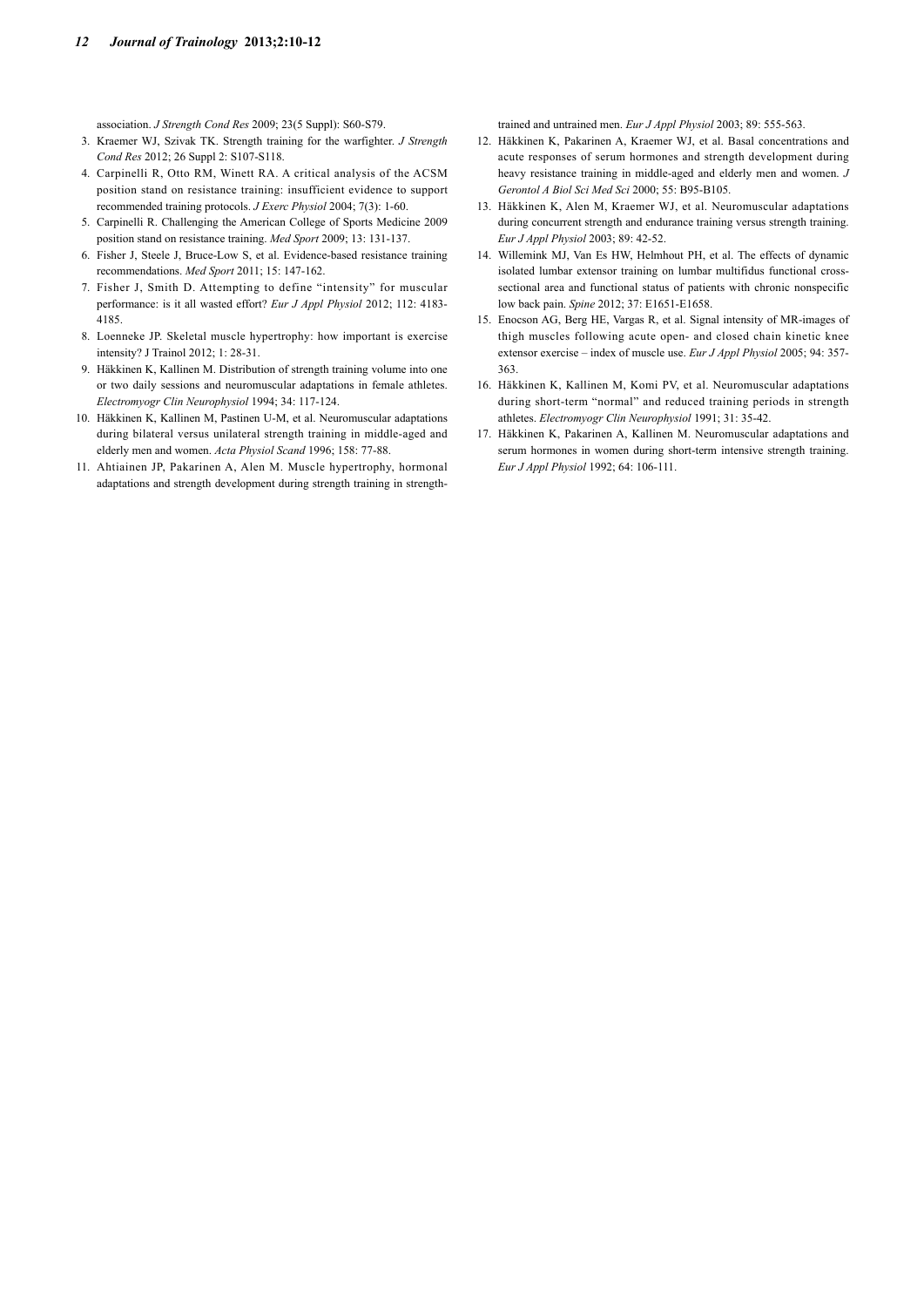association. *J Strength Cond Res* 2009; 23(5 Suppl): S60-S79.

3. Kraemer WJ, Szivak TK. Strength training for the warfighter. *J Strength Cond Res* 2012; 26 Suppl 2: S107-S118.
4. Carpinelli R, Otto RM, Winett RA. A critical analysis of the ACSM position stand on resistance training: insufficient evidence to support recommended training protocols. *J Exerc Physiol* 2004; 7(3): 1-60.
5. Carpinelli R. Challenging the American College of Sports Medicine 2009 position stand on resistance training. *Med Sport* 2009; 13: 131-137.
6. Fisher J, Steele J, Bruce-Low S, et al. Evidence-based resistance training recommendations. *Med Sport* 2011; 15: 147-162.
7. Fisher J, Smith D. Attempting to define "intensity" for muscular performance: is it all wasted effort? *Eur J Appl Physiol* 2012; 112: 4183-4185.
8. Loenneke JP. Skeletal muscle hypertrophy: how important is exercise intensity? J Trainol 2012; 1: 28-31.
9. Häkkinen K, Kallinen M. Distribution of strength training volume into one or two daily sessions and neuromuscular adaptations in female athletes. *Electromyogr Clin Neurophysiol* 1994; 34: 117-124.
10. Häkkinen K, Kallinen M, Pastinen U-M, et al. Neuromuscular adaptations during bilateral versus unilateral strength training in middle-aged and elderly men and women. *Acta Physiol Scand* 1996; 158: 77-88.
11. Ahtiainen JP, Pakarinen A, Alen M. Muscle hypertrophy, hormonal adaptations and strength development during strength training in strength-trained and untrained men. *Eur J Appl Physiol* 2003; 89: 555-563.
12. Häkkinen K, Pakarinen A, Kraemer WJ, et al. Basal concentrations and acute responses of serum hormones and strength development during heavy resistance training in middle-aged and elderly men and women. *J Gerontol A Biol Sci Med Sci* 2000; 55: B95-B105.
13. Häkkinen K, Alen M, Kraemer WJ, et al. Neuromuscular adaptations during concurrent strength and endurance training versus strength training. *Eur J Appl Physiol* 2003; 89: 42-52.
14. Willemink MJ, Van Es HW, Helmhout PH, et al. The effects of dynamic isolated lumbar extensor training on lumbar multifidus functional cross-sectional area and functional status of patients with chronic nonspecific low back pain. *Spine* 2012; 37: E1651-E1658.
15. Enocson AG, Berg HE, Vargas R, et al. Signal intensity of MR-images of thigh muscles following acute open- and closed chain kinetic knee extensor exercise – index of muscle use. *Eur J Appl Physiol* 2005; 94: 357-363.
16. Häkkinen K, Kallinen M, Komi PV, et al. Neuromuscular adaptations during short-term "normal" and reduced training periods in strength athletes. *Electromyogr Clin Neurophysiol* 1991; 31: 35-42.
17. Häkkinen K, Pakarinen A, Kallinen M. Neuromuscular adaptations and serum hormones in women during short-term intensive strength training. *Eur J Appl Physiol* 1992; 64: 106-111.